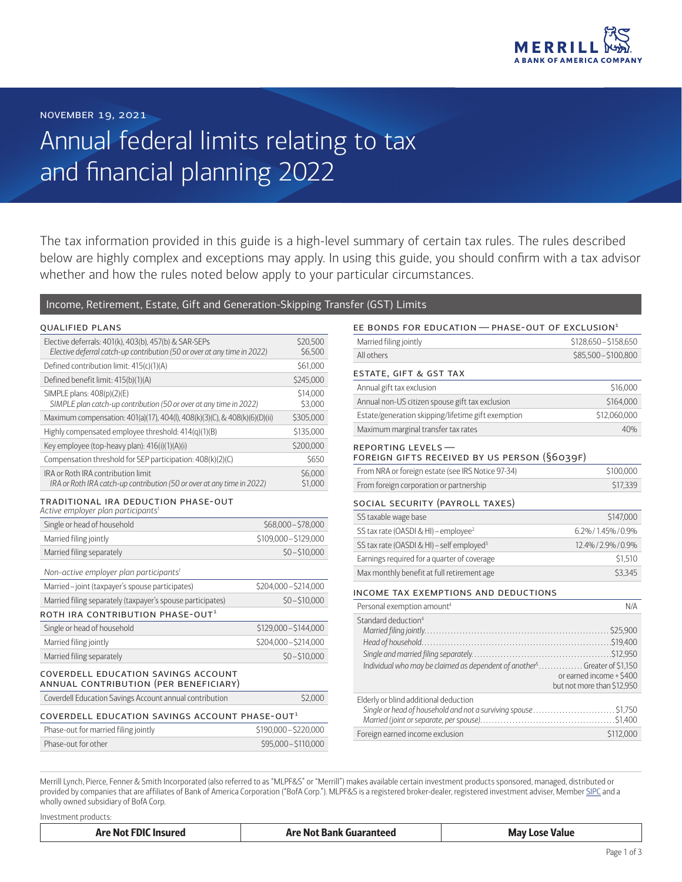MERRILL
A BANK OF AMERICA COMPANY

NOVEMBER 19, 2021

# Annual federal limits relating to tax and financial planning 2022

The tax information provided in this guide is a high-level summary of certain tax rules. The rules described below are highly complex and exceptions may apply. In using this guide, you should confirm with a tax advisor whether and how the rules noted below apply to your particular circumstances.

## Income, Retirement, Estate, Gift and Generation-Skipping Transfer (GST) Limits

### QUALIFIED PLANS

| | |
|---|---|
| Elective deferrals: 401(k), 403(b), 457(b) & SAR-SEPs | $20,500 |
| *Elective deferral catch-up contribution (50 or over at any time in 2022)* | $6,500 |
| Defined contribution limit: 415(c)(1)(A) | $61,000 |
| Defined benefit limit: 415(b)(1)(A) | $245,000 |
| SIMPLE plans: 408(p)(2)(E) | $14,000 |
| *SIMPLE plan catch-up contribution (50 or over at any time in 2022)* | $3,000 |
| Maximum compensation: 401(a)(17), 404(l), 408(k)(3)(C), & 408(k)(6)(D)(ii) | $305,000 |
| Highly compensated employee threshold: 414(q)(1)(B) | $135,000 |
| Key employee (top-heavy plan): 416(i)(1)(A)(i) | $200,000 |
| Compensation threshold for SEP participation: 408(k)(2)(C) | $650 |
| IRA or Roth IRA contribution limit | $6,000 |
| *IRA or Roth IRA catch-up contribution (50 or over at any time in 2022)* | $1,000 |

### TRADITIONAL IRA DEDUCTION PHASE-OUT

*Active employer plan participants*[1]

| | |
|---|---|
| Single or head of household | $68,000 – $78,000 |
| Married filing jointly | $109,000 – $129,000 |
| Married filing separately | $0 – $10,000 |

*Non-active employer plan participants*[1]

| | |
|---|---|
| Married – joint (taxpayer's spouse participates) | $204,000 – $214,000 |
| Married filing separately (taxpayer's spouse participates) | $0 – $10,000 |

### ROTH IRA CONTRIBUTION PHASE-OUT[1]

| | |
|---|---|
| Single or head of household | $129,000 – $144,000 |
| Married filing jointly | $204,000 – $214,000 |
| Married filing separately | $0 – $10,000 |

### COVERDELL EDUCATION SAVINGS ACCOUNT ANNUAL CONTRIBUTION (PER BENEFICIARY)

| | |
|---|---|
| Coverdell Education Savings Account annual contribution | $2,000 |

### COVERDELL EDUCATION SAVINGS ACCOUNT PHASE-OUT[1]

| | |
|---|---|
| Phase-out for married filing jointly | $190,000 – $220,000 |
| Phase-out for other | $95,000 – $110,000 |

### EE BONDS FOR EDUCATION — PHASE-OUT OF EXCLUSION[1]

| | |
|---|---|
| Married filing jointly | $128,650 – $158,650 |
| All others | $85,500 – $100,800 |

### ESTATE, GIFT & GST TAX

| | |
|---|---|
| Annual gift tax exclusion | $16,000 |
| Annual non-US citizen spouse gift tax exclusion | $164,000 |
| Estate/generation skipping/lifetime gift exemption | $12,060,000 |
| Maximum marginal transfer tax rates | 40% |

### REPORTING LEVELS — FOREIGN GIFTS RECEIVED BY US PERSON (§6039F)

| | |
|---|---|
| From NRA or foreign estate (see IRS Notice 97-34) | $100,000 |
| From foreign corporation or partnership | $17,339 |

### SOCIAL SECURITY (PAYROLL TAXES)

| | |
|---|---|
| SS taxable wage base | $147,000 |
| SS tax rate (OASDI & HI) – employee[2] | 6.2% / 1.45% / 0.9% |
| SS tax rate (OASDI & HI) – self employed[3] | 12.4% / 2.9% / 0.9% |
| Earnings required for a quarter of coverage | $1,510 |
| Max monthly benefit at full retirement age | $3,345 |

### INCOME TAX EXEMPTIONS AND DEDUCTIONS

| | |
|---|---|
| Personal exemption amount[4] | N/A |
| Standard deduction[4] | |
| *Married filing jointly* | $25,900 |
| *Head of household* | $19,400 |
| *Single and married filing separately* | $12,950 |
| *Individual who may be claimed as dependent of another*[5] | Greater of $1,150 or earned income + $400 but not more than $12,950 |
| Elderly or blind additional deduction | |
| *Single or head of household and not a surviving spouse* | $1,750 |
| *Married (joint or separate, per spouse)* | $1,400 |
| Foreign earned income exclusion | $112,000 |

Merrill Lynch, Pierce, Fenner & Smith Incorporated (also referred to as "MLPF&S" or "Merrill") makes available certain investment products sponsored, managed, distributed or provided by companies that are affiliates of Bank of America Corporation ("BofA Corp."). MLPF&S is a registered broker-dealer, registered investment adviser, Member SIPC and a wholly owned subsidiary of BofA Corp.

Investment products:

| Are Not FDIC Insured | Are Not Bank Guaranteed | May Lose Value |
|---|---|---|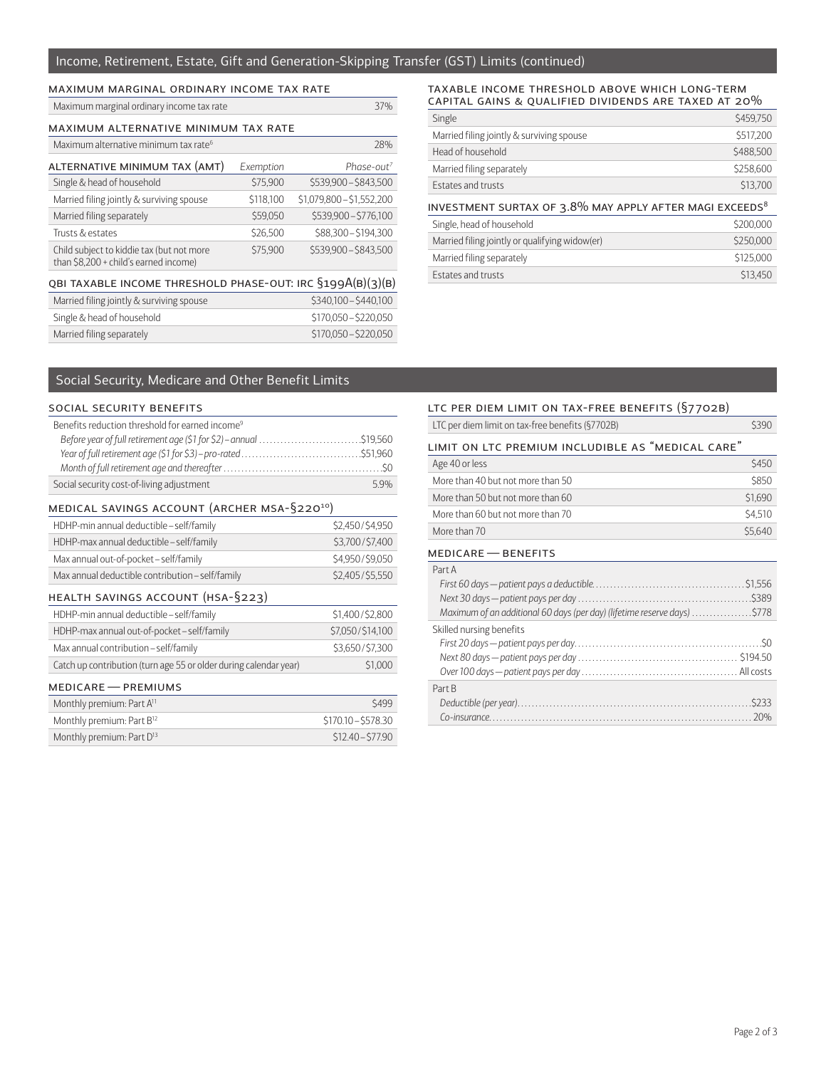## Income, Retirement, Estate, Gift and Generation-Skipping Transfer (GST) Limits (continued)

### MAXIMUM MARGINAL ORDINARY INCOME TAX RATE

| | |
|---|---|
| Maximum marginal ordinary income tax rate | 37% |

### MAXIMUM ALTERNATIVE MINIMUM TAX RATE

| | |
|---|---|
| Maximum alternative minimum tax rate[6] | 28% |

| ALTERNATIVE MINIMUM TAX (AMT) | Exemption | Phase-out[7] |
|---|---|---|
| Single & head of household | $75,900 | $539,900 – $843,500 |
| Married filing jointly & surviving spouse | $118,100 | $1,079,800 – $1,552,200 |
| Married filing separately | $59,050 | $539,900 – $776,100 |
| Trusts & estates | $26,500 | $88,300 – $194,300 |
| Child subject to kiddie tax (but not more than $8,200 + child's earned income) | $75,900 | $539,900 – $843,500 |

### QBI TAXABLE INCOME THRESHOLD PHASE-OUT: IRC §199A(B)(3)(B)

| | |
|---|---|
| Married filing jointly & surviving spouse | $340,100 – $440,100 |
| Single & head of household | $170,050 – $220,050 |
| Married filing separately | $170,050 – $220,050 |

### TAXABLE INCOME THRESHOLD ABOVE WHICH LONG-TERM CAPITAL GAINS & QUALIFIED DIVIDENDS ARE TAXED AT 20%

| | |
|---|---|
| Single | $459,750 |
| Married filing jointly & surviving spouse | $517,200 |
| Head of household | $488,500 |
| Married filing separately | $258,600 |
| Estates and trusts | $13,700 |

### INVESTMENT SURTAX OF 3.8% MAY APPLY AFTER MAGI EXCEEDS[8]

| | |
|---|---|
| Single, head of household | $200,000 |
| Married filing jointly or qualifying widow(er) | $250,000 |
| Married filing separately | $125,000 |
| Estates and trusts | $13,450 |

## Social Security, Medicare and Other Benefit Limits

### SOCIAL SECURITY BENEFITS

| | |
|---|---|
| Benefits reduction threshold for earned income[9] | |
| *Before year of full retirement age ($1 for $2) – annual* | $19,560 |
| *Year of full retirement age ($1 for $3) – pro-rated* | $51,960 |
| *Month of full retirement age and thereafter* | $0 |
| Social security cost-of-living adjustment | 5.9% |

### MEDICAL SAVINGS ACCOUNT (ARCHER MSA-§220[10])

| | |
|---|---|
| HDHP-min annual deductible – self/family | $2,450/$4,950 |
| HDHP-max annual deductible – self/family | $3,700/$7,400 |
| Max annual out-of-pocket – self/family | $4,950/$9,050 |
| Max annual deductible contribution – self/family | $2,405/$5,550 |

### HEALTH SAVINGS ACCOUNT (HSA-§223)

| | |
|---|---|
| HDHP-min annual deductible – self/family | $1,400/$2,800 |
| HDHP-max annual out-of-pocket – self/family | $7,050/$14,100 |
| Max annual contribution – self/family | $3,650/$7,300 |
| Catch up contribution (turn age 55 or older during calendar year) | $1,000 |

### MEDICARE — PREMIUMS

| | |
|---|---|
| Monthly premium: Part A[11] | $499 |
| Monthly premium: Part B[12] | $170.10 – $578.30 |
| Monthly premium: Part D[13] | $12.40 – $77.90 |

### LTC PER DIEM LIMIT ON TAX-FREE BENEFITS (§7702B)

| | |
|---|---|
| LTC per diem limit on tax-free benefits (§7702B) | $390 |

### LIMIT ON LTC PREMIUM INCLUDIBLE AS "MEDICAL CARE"

| | |
|---|---|
| Age 40 or less | $450 |
| More than 40 but not more than 50 | $850 |
| More than 50 but not more than 60 | $1,690 |
| More than 60 but not more than 70 | $4,510 |
| More than 70 | $5,640 |

### MEDICARE — BENEFITS

| | |
|---|---|
| Part A | |
| *First 60 days — patient pays a deductible* | $1,556 |
| *Next 30 days — patient pays per day* | $389 |
| *Maximum of an additional 60 days (per day) (lifetime reserve days)* | $778 |
| Skilled nursing benefits | |
| *First 20 days — patient pays per day* | $0 |
| *Next 80 days — patient pays per day* | $194.50 |
| *Over 100 days — patient pays per day* | All costs |
| Part B | |
| *Deductible (per year)* | $233 |
| *Co-insurance* | 20% |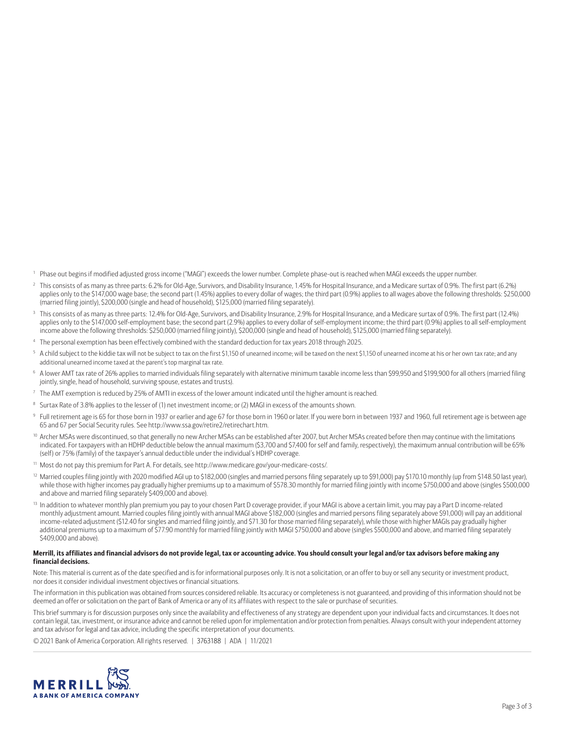[1] Phase out begins if modified adjusted gross income ("MAGI") exceeds the lower number. Complete phase-out is reached when MAGI exceeds the upper number.

[2] This consists of as many as three parts: 6.2% for Old-Age, Survivors, and Disability Insurance, 1.45% for Hospital Insurance, and a Medicare surtax of 0.9%. The first part (6.2%) applies only to the $147,000 wage base; the second part (1.45%) applies to every dollar of wages; the third part (0.9%) applies to all wages above the following thresholds: $250,000 (married filing jointly), $200,000 (single and head of household), $125,000 (married filing separately).

[3] This consists of as many as three parts: 12.4% for Old-Age, Survivors, and Disability Insurance, 2.9% for Hospital Insurance, and a Medicare surtax of 0.9%. The first part (12.4%) applies only to the $147,000 self-employment base; the second part (2.9%) applies to every dollar of self-employment income; the third part (0.9%) applies to all self-employment income above the following thresholds: $250,000 (married filing jointly), $200,000 (single and head of household), $125,000 (married filing separately).

[4] The personal exemption has been effectively combined with the standard deduction for tax years 2018 through 2025.

[5] A child subject to the kiddie tax will not be subject to tax on the first $1,150 of unearned income; will be taxed on the next $1,150 of unearned income at his or her own tax rate; and any additional unearned income taxed at the parent's top marginal tax rate.

[6] A lower AMT tax rate of 26% applies to married individuals filing separately with alternative minimum taxable income less than $99,950 and $199,900 for all others (married filing jointly, single, head of household, surviving spouse, estates and trusts).

[7] The AMT exemption is reduced by 25% of AMTI in excess of the lower amount indicated until the higher amount is reached.

[8] Surtax Rate of 3.8% applies to the lesser of (1) net investment income; or (2) MAGI in excess of the amounts shown.

[9] Full retirement age is 65 for those born in 1937 or earlier and age 67 for those born in 1960 or later. If you were born in between 1937 and 1960, full retirement age is between age 65 and 67 per Social Security rules. See http://www.ssa.gov/retire2/retirechart.htm.

[10] Archer MSAs were discontinued, so that generally no new Archer MSAs can be established after 2007, but Archer MSAs created before then may continue with the limitations indicated. For taxpayers with an HDHP deductible below the annual maximum ($3,700 and $7,400 for self and family, respectively), the maximum annual contribution will be 65% (self) or 75% (family) of the taxpayer's annual deductible under the individual's HDHP coverage.

[11] Most do not pay this premium for Part A. For details, see http://www.medicare.gov/your-medicare-costs/.

[12] Married couples filing jointly with 2020 modified AGI up to $182,000 (singles and married persons filing separately up to $91,000) pay $170.10 monthly (up from $148.50 last year), while those with higher incomes pay gradually higher premiums up to a maximum of $578.30 monthly for married filing jointly with income $750,000 and above (singles $500,000 and above and married filing separately $409,000 and above).

[13] In addition to whatever monthly plan premium you pay to your chosen Part D coverage provider, if your MAGI is above a certain limit, you may pay a Part D income-related monthly adjustment amount. Married couples filing jointly with annual MAGI above $182,000 (singles and married persons filing separately above $91,000) will pay an additional income-related adjustment ($12.40 for singles and married filing jointly, and $71.30 for those married filing separately), while those with higher MAGIs pay gradually higher additional premiums up to a maximum of $77.90 monthly for married filing jointly with MAGI $750,000 and above (singles $500,000 and above, and married filing separately $409,000 and above).

**Merrill, its affiliates and financial advisors do not provide legal, tax or accounting advice. You should consult your legal and/or tax advisors before making any financial decisions.**

Note: This material is current as of the date specified and is for informational purposes only. It is not a solicitation, or an offer to buy or sell any security or investment product, nor does it consider individual investment objectives or financial situations.

The information in this publication was obtained from sources considered reliable. Its accuracy or completeness is not guaranteed, and providing of this information should not be deemed an offer or solicitation on the part of Bank of America or any of its affiliates with respect to the sale or purchase of securities.

This brief summary is for discussion purposes only since the availability and effectiveness of any strategy are dependent upon your individual facts and circumstances. It does not contain legal, tax, investment, or insurance advice and cannot be relied upon for implementation and/or protection from penalties. Always consult with your independent attorney and tax advisor for legal and tax advice, including the specific interpretation of your documents.

© 2021 Bank of America Corporation. All rights reserved. | 3763188 | ADA | 11/2021

MERRILL
A BANK OF AMERICA COMPANY